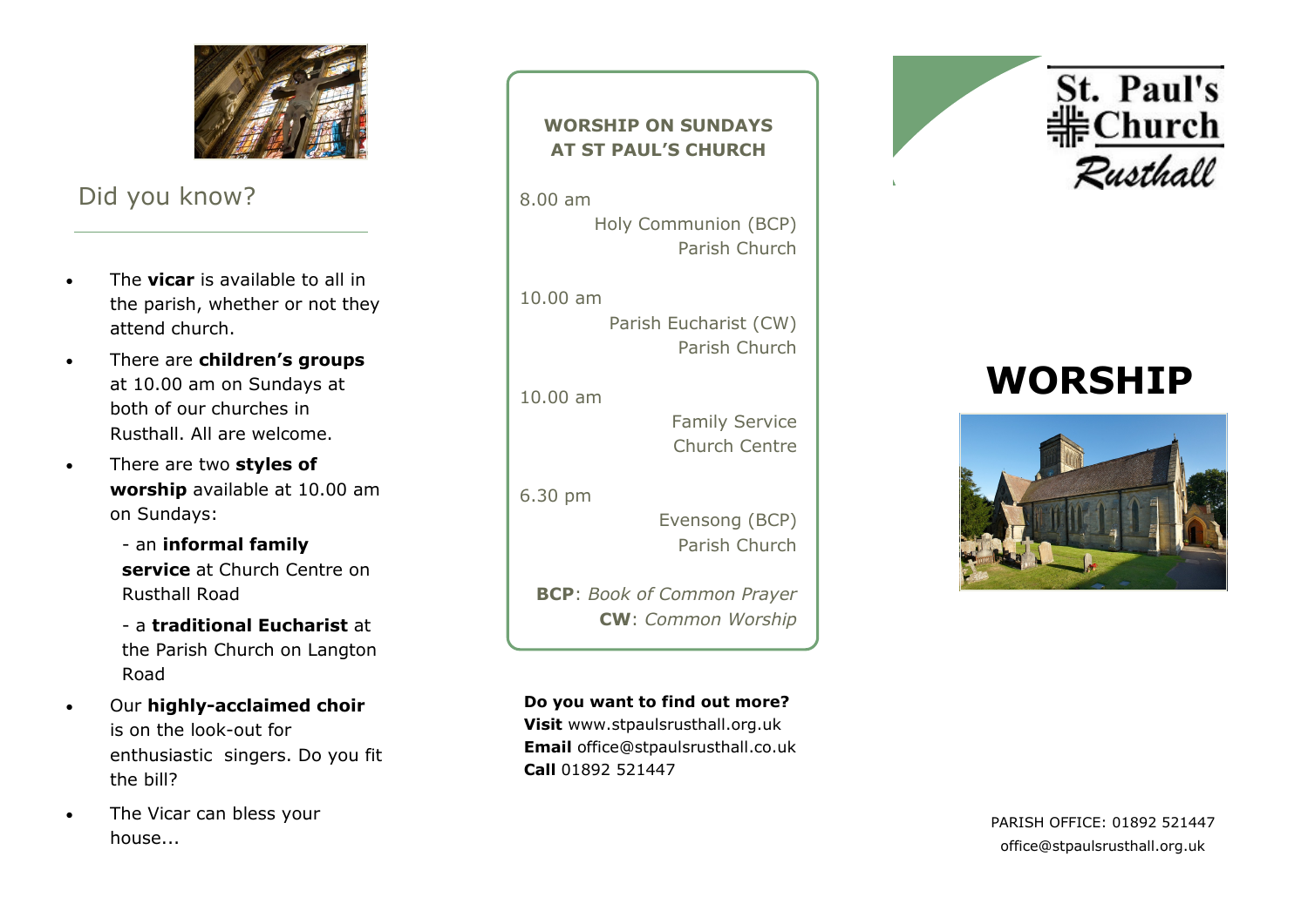## Did you know?

- The **vicar** is available to all in the parish, whether or not they attend church.
- There are **children's groups** at 10.00 am on Sundays at both of our churches in Rusthall. All are welcome.
- There are two **styles of worship** available at 10.00 am on Sundays:

  - an **informal family service** at Church Centre on Rusthall Road

  - a **traditional Eucharist** at the Parish Church on Langton Road
- Our **highly-acclaimed choir** is on the look-out for enthusiastic singers. Do you fit the bill?
- The Vicar can bless your house...

## WORSHIP ON SUNDAYS AT ST PAUL'S CHURCH

8.00 am
Holy Communion (BCP)
Parish Church

10.00 am
Parish Eucharist (CW)
Parish Church

10.00 am
Family Service
Church Centre

6.30 pm
Evensong (BCP)
Parish Church

**BCP**: *Book of Common Prayer*
**CW**: *Common Worship*

**Do you want to find out more?**
**Visit** www.stpaulsrusthall.org.uk
**Email** office@stpaulsrusthall.co.uk
**Call** 01892 521447

St. Paul's Church Rusthall

# WORSHIP

PARISH OFFICE: 01892 521447
office@stpaulsrusthall.org.uk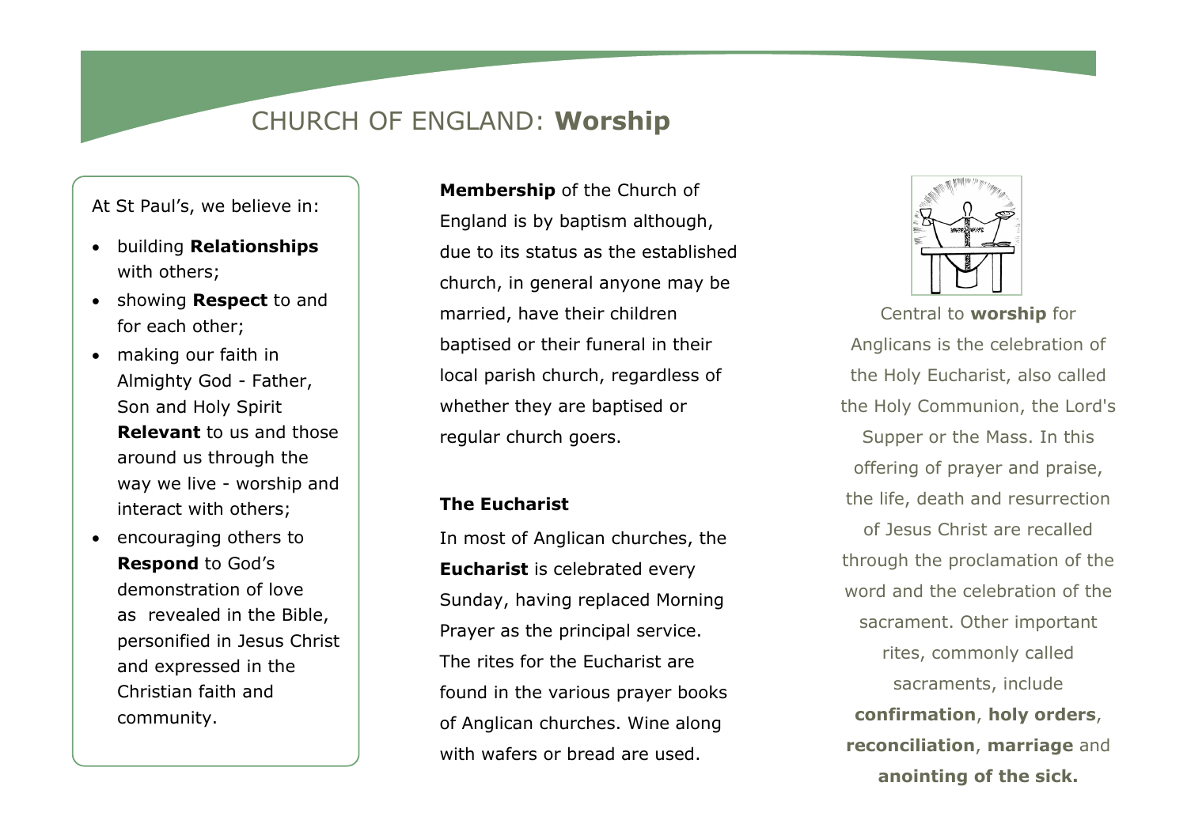# CHURCH OF ENGLAND: **Worship**

At St Paul's, we believe in:

- building **Relationships** with others;
- showing **Respect** to and for each other;
- making our faith in Almighty God - Father, Son and Holy Spirit **Relevant** to us and those around us through the way we live - worship and interact with others;
- encouraging others to **Respond** to God's demonstration of love as revealed in the Bible, personified in Jesus Christ and expressed in the Christian faith and community.

**Membership** of the Church of England is by baptism although, due to its status as the established church, in general anyone may be married, have their children baptised or their funeral in their local parish church, regardless of whether they are baptised or regular church goers.

### The Eucharist

In most of Anglican churches, the **Eucharist** is celebrated every Sunday, having replaced Morning Prayer as the principal service. The rites for the Eucharist are found in the various prayer books of Anglican churches. Wine along with wafers or bread are used.

Central to **worship** for Anglicans is the celebration of the Holy Eucharist, also called the Holy Communion, the Lord's Supper or the Mass. In this offering of prayer and praise, the life, death and resurrection of Jesus Christ are recalled through the proclamation of the word and the celebration of the sacrament. Other important rites, commonly called sacraments, include **confirmation**, **holy orders**, **reconciliation**, **marriage** and **anointing of the sick.**